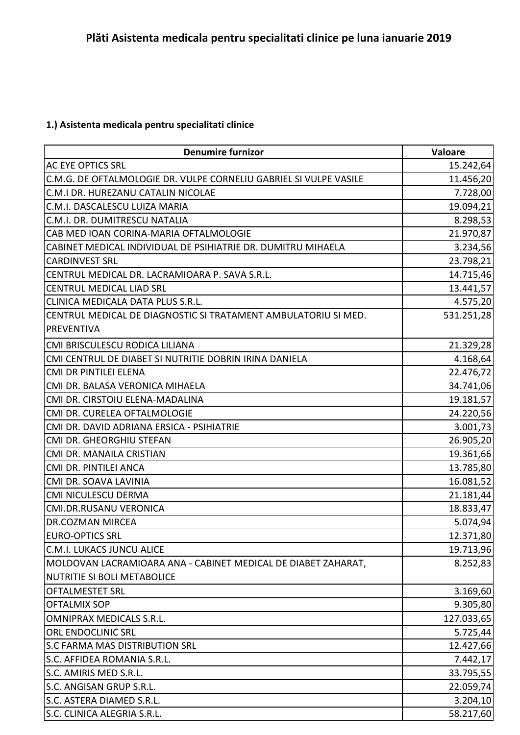# Plăti Asistenta medicala pentru specialitati clinice pe luna ianuarie 2019

**1.) Asistenta medicala pentru specialitati clinice**

| Denumire furnizor | Valoare |
|---|---|
| AC EYE OPTICS SRL | 15.242,64 |
| C.M.G. DE OFTALMOLOGIE DR. VULPE CORNELIU GABRIEL SI VULPE VASILE | 11.456,20 |
| C.M.I DR. HUREZANU CATALIN NICOLAE | 7.728,00 |
| C.M.I. DASCALESCU LUIZA MARIA | 19.094,21 |
| C.M.I. DR. DUMITRESCU NATALIA | 8.298,53 |
| CAB MED IOAN CORINA-MARIA OFTALMOLOGIE | 21.970,87 |
| CABINET MEDICAL INDIVIDUAL DE PSIHIATRIE DR. DUMITRU MIHAELA | 3.234,56 |
| CARDINVEST SRL | 23.798,21 |
| CENTRUL MEDICAL DR. LACRAMIOARA P. SAVA S.R.L. | 14.715,46 |
| CENTRUL MEDICAL LIAD SRL | 13.441,57 |
| CLINICA MEDICALA DATA PLUS S.R.L. | 4.575,20 |
| CENTRUL MEDICAL DE DIAGNOSTIC SI TRATAMENT AMBULATORIU SI MED. PREVENTIVA | 531.251,28 |
| CMI BRISCULESCU RODICA LILIANA | 21.329,28 |
| CMI CENTRUL DE DIABET SI NUTRITIE DOBRIN IRINA DANIELA | 4.168,64 |
| CMI DR PINTILEI ELENA | 22.476,72 |
| CMI DR. BALASA VERONICA MIHAELA | 34.741,06 |
| CMI DR. CIRSTOIU ELENA-MADALINA | 19.181,57 |
| CMI DR. CURELEA OFTALMOLOGIE | 24.220,56 |
| CMI DR. DAVID ADRIANA ERSICA - PSIHIATRIE | 3.001,73 |
| CMI DR. GHEORGHIU STEFAN | 26.905,20 |
| CMI DR. MANAILA CRISTIAN | 19.361,66 |
| CMI DR. PINTILEI ANCA | 13.785,80 |
| CMI DR. SOAVA LAVINIA | 16.081,52 |
| CMI NICULESCU DERMA | 21.181,44 |
| CMI.DR.RUSANU VERONICA | 18.833,47 |
| DR.COZMAN MIRCEA | 5.074,94 |
| EURO-OPTICS SRL | 12.371,80 |
| C.M.I. LUKACS JUNCU ALICE | 19.713,96 |
| MOLDOVAN LACRAMIOARA ANA - CABINET MEDICAL DE DIABET ZAHARAT, NUTRITIE SI BOLI METABOLICE | 8.252,83 |
| OFTALMESTET SRL | 3.169,60 |
| OFTALMIX SOP | 9.305,80 |
| OMNIPRAX MEDICALS S.R.L. | 127.033,65 |
| ORL ENDOCLINIC SRL | 5.725,44 |
| S.C FARMA MAS DISTRIBUTION SRL | 12.427,66 |
| S.C. AFFIDEA ROMANIA S.R.L. | 7.442,17 |
| S.C. AMIRIS MED S.R.L. | 33.795,55 |
| S.C. ANGISAN GRUP S.R.L. | 22.059,74 |
| S.C. ASTERA DIAMED S.R.L. | 3.204,10 |
| S.C. CLINICA ALEGRIA S.R.L. | 58.217,60 |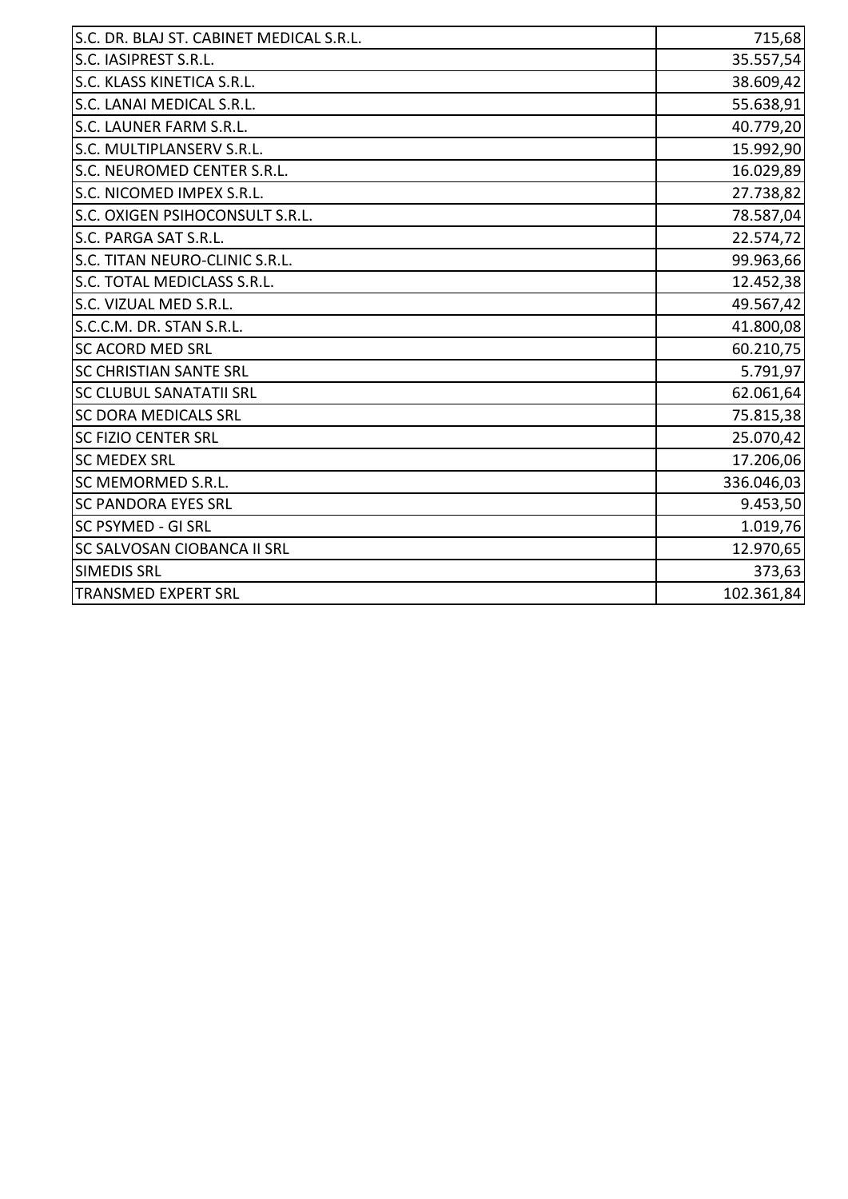| | |
|---|---|
| S.C. DR. BLAJ ST. CABINET MEDICAL S.R.L. | 715,68 |
| S.C. IASIPREST S.R.L. | 35.557,54 |
| S.C. KLASS KINETICA S.R.L. | 38.609,42 |
| S.C. LANAI MEDICAL S.R.L. | 55.638,91 |
| S.C. LAUNER FARM S.R.L. | 40.779,20 |
| S.C. MULTIPLANSERV S.R.L. | 15.992,90 |
| S.C. NEUROMED CENTER S.R.L. | 16.029,89 |
| S.C. NICOMED IMPEX S.R.L. | 27.738,82 |
| S.C. OXIGEN PSIHOCONSULT S.R.L. | 78.587,04 |
| S.C. PARGA SAT S.R.L. | 22.574,72 |
| S.C. TITAN NEURO-CLINIC S.R.L. | 99.963,66 |
| S.C. TOTAL MEDICLASS S.R.L. | 12.452,38 |
| S.C. VIZUAL MED S.R.L. | 49.567,42 |
| S.C.C.M. DR. STAN S.R.L. | 41.800,08 |
| SC ACORD MED SRL | 60.210,75 |
| SC CHRISTIAN SANTE SRL | 5.791,97 |
| SC CLUBUL SANATATII SRL | 62.061,64 |
| SC DORA MEDICALS SRL | 75.815,38 |
| SC FIZIO CENTER SRL | 25.070,42 |
| SC MEDEX SRL | 17.206,06 |
| SC MEMORMED S.R.L. | 336.046,03 |
| SC PANDORA EYES SRL | 9.453,50 |
| SC PSYMED - GI SRL | 1.019,76 |
| SC SALVOSAN CIOBANCA II SRL | 12.970,65 |
| SIMEDIS SRL | 373,63 |
| TRANSMED EXPERT SRL | 102.361,84 |